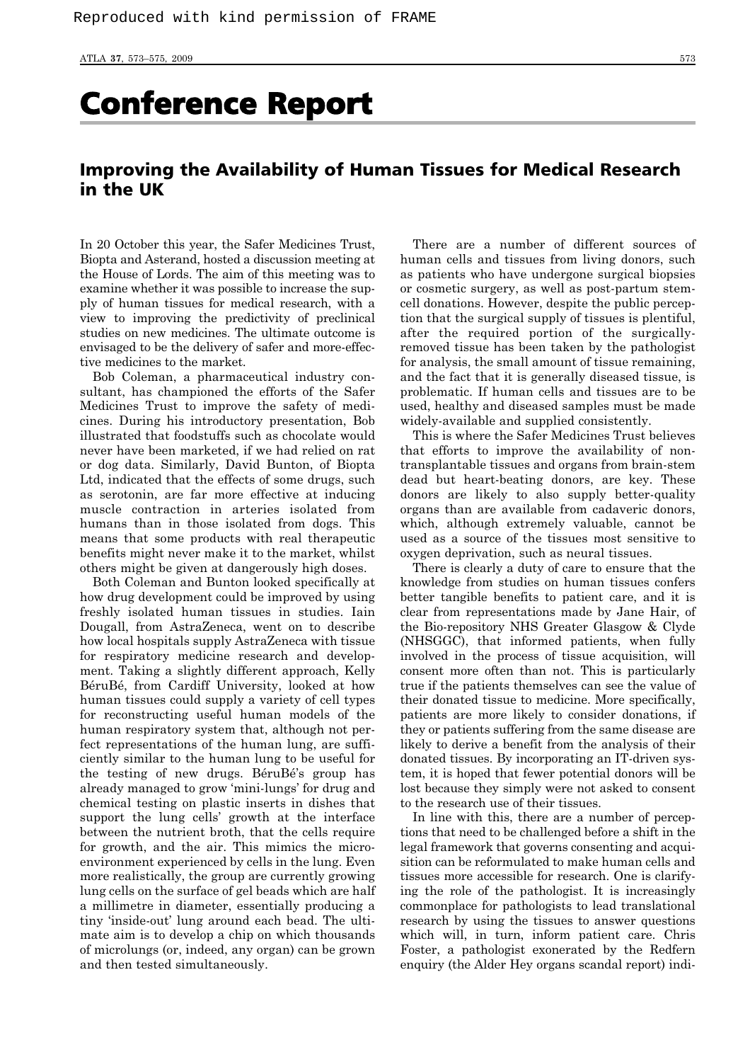Reproduced with kind permission of FRAME

# Conference Report

## Improving the Availability of Human Tissues for Medical Research in the UK

In 20 October this year, the Safer Medicines Trust, Biopta and Asterand, hosted a discussion meeting at the House of Lords. The aim of this meeting was to examine whether it was possible to increase the supply of human tissues for medical research, with a view to improving the predictivity of preclinical studies on new medicines. The ultimate outcome is envisaged to be the delivery of safer and more-effective medicines to the market.

Bob Coleman, a pharmaceutical industry consultant, has championed the efforts of the Safer Medicines Trust to improve the safety of medicines. During his introductory presentation, Bob illustrated that foodstuffs such as chocolate would never have been marketed, if we had relied on rat or dog data. Similarly, David Bunton, of Biopta Ltd, indicated that the effects of some drugs, such as serotonin, are far more effective at inducing muscle contraction in arteries isolated from humans than in those isolated from dogs. This means that some products with real therapeutic benefits might never make it to the market, whilst others might be given at dangerously high doses.

Both Coleman and Bunton looked specifically at how drug development could be improved by using freshly isolated human tissues in studies. Iain Dougall, from AstraZeneca, went on to describe how local hospitals supply AstraZeneca with tissue for respiratory medicine research and development. Taking a slightly different approach, Kelly BéruBé, from Cardiff University, looked at how human tissues could supply a variety of cell types for reconstructing useful human models of the human respiratory system that, although not perfect representations of the human lung, are sufficiently similar to the human lung to be useful for the testing of new drugs. BéruBé's group has already managed to grow 'mini-lungs' for drug and chemical testing on plastic inserts in dishes that support the lung cells' growth at the interface between the nutrient broth, that the cells require for growth, and the air. This mimics the microenvironment experienced by cells in the lung. Even more realistically, the group are currently growing lung cells on the surface of gel beads which are half a millimetre in diameter, essentially producing a tiny 'inside-out' lung around each bead. The ultimate aim is to develop a chip on which thousands of microlungs (or, indeed, any organ) can be grown and then tested simultaneously.

There are a number of different sources of human cells and tissues from living donors, such as patients who have undergone surgical biopsies or cosmetic surgery, as well as post-partum stem-cell donations. However, despite the public perception that the surgical supply of tissues is plentiful, after the required portion of the surgically-removed tissue has been taken by the pathologist for analysis, the small amount of tissue remaining, and the fact that it is generally diseased tissue, is problematic. If human cells and tissues are to be used, healthy and diseased samples must be made widely-available and supplied consistently.

This is where the Safer Medicines Trust believes that efforts to improve the availability of non-transplantable tissues and organs from brain-stem dead but heart-beating donors, are key. These donors are likely to also supply better-quality organs than are available from cadaveric donors, which, although extremely valuable, cannot be used as a source of the tissues most sensitive to oxygen deprivation, such as neural tissues.

There is clearly a duty of care to ensure that the knowledge from studies on human tissues confers better tangible benefits to patient care, and it is clear from representations made by Jane Hair, of the Bio-repository NHS Greater Glasgow & Clyde (NHSGGC), that informed patients, when fully involved in the process of tissue acquisition, will consent more often than not. This is particularly true if the patients themselves can see the value of their donated tissue to medicine. More specifically, patients are more likely to consider donations, if they or patients suffering from the same disease are likely to derive a benefit from the analysis of their donated tissues. By incorporating an IT-driven system, it is hoped that fewer potential donors will be lost because they simply were not asked to consent to the research use of their tissues.

In line with this, there are a number of perceptions that need to be challenged before a shift in the legal framework that governs consenting and acquisition can be reformulated to make human cells and tissues more accessible for research. One is clarifying the role of the pathologist. It is increasingly commonplace for pathologists to lead translational research by using the tissues to answer questions which will, in turn, inform patient care. Chris Foster, a pathologist exonerated by the Redfern enquiry (the Alder Hey organs scandal report) indi-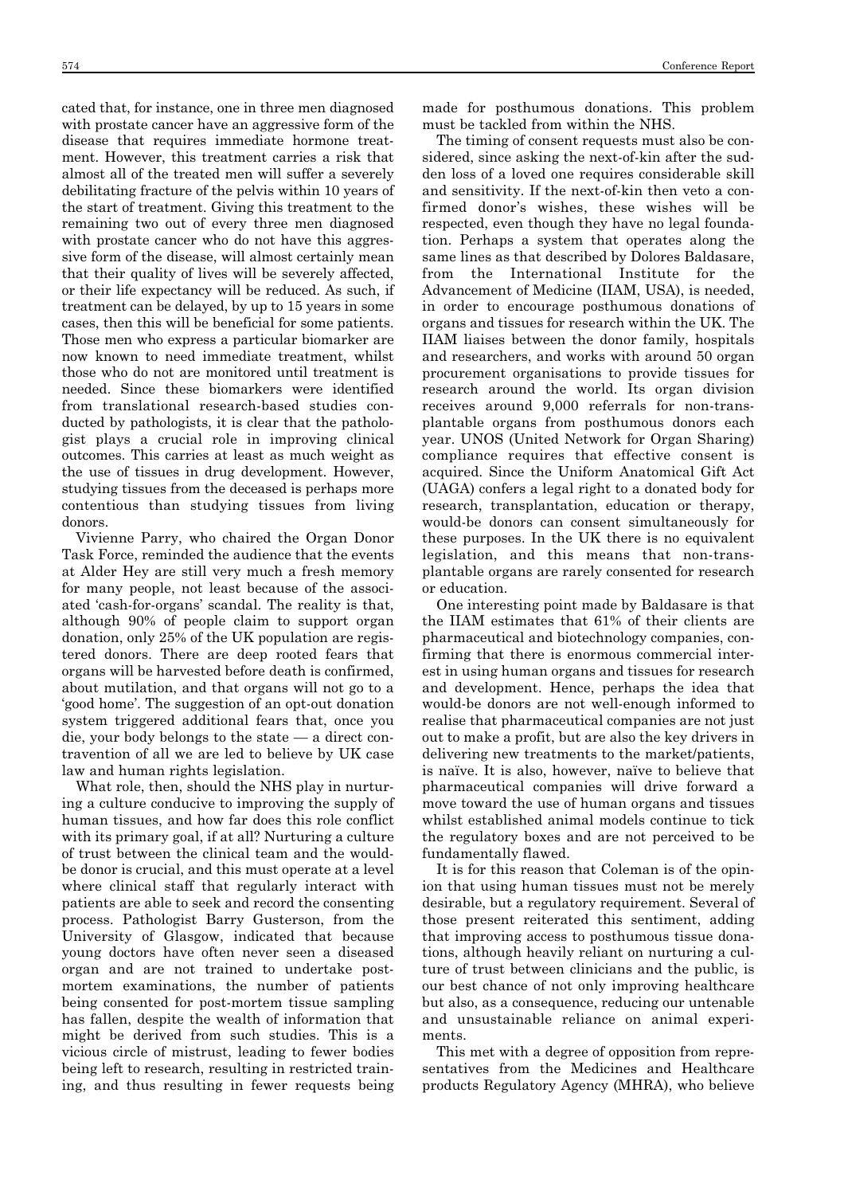cated that, for instance, one in three men diagnosed with prostate cancer have an aggressive form of the disease that requires immediate hormone treatment. However, this treatment carries a risk that almost all of the treated men will suffer a severely debilitating fracture of the pelvis within 10 years of the start of treatment. Giving this treatment to the remaining two out of every three men diagnosed with prostate cancer who do not have this aggressive form of the disease, will almost certainly mean that their quality of lives will be severely affected, or their life expectancy will be reduced. As such, if treatment can be delayed, by up to 15 years in some cases, then this will be beneficial for some patients. Those men who express a particular biomarker are now known to need immediate treatment, whilst those who do not are monitored until treatment is needed. Since these biomarkers were identified from translational research-based studies conducted by pathologists, it is clear that the pathologist plays a crucial role in improving clinical outcomes. This carries at least as much weight as the use of tissues in drug development. However, studying tissues from the deceased is perhaps more contentious than studying tissues from living donors.

Vivienne Parry, who chaired the Organ Donor Task Force, reminded the audience that the events at Alder Hey are still very much a fresh memory for many people, not least because of the associated 'cash-for-organs' scandal. The reality is that, although 90% of people claim to support organ donation, only 25% of the UK population are registered donors. There are deep rooted fears that organs will be harvested before death is confirmed, about mutilation, and that organs will not go to a 'good home'. The suggestion of an opt-out donation system triggered additional fears that, once you die, your body belongs to the state — a direct contravention of all we are led to believe by UK case law and human rights legislation.

What role, then, should the NHS play in nurturing a culture conducive to improving the supply of human tissues, and how far does this role conflict with its primary goal, if at all? Nurturing a culture of trust between the clinical team and the would-be donor is crucial, and this must operate at a level where clinical staff that regularly interact with patients are able to seek and record the consenting process. Pathologist Barry Gusterson, from the University of Glasgow, indicated that because young doctors have often never seen a diseased organ and are not trained to undertake post-mortem examinations, the number of patients being consented for post-mortem tissue sampling has fallen, despite the wealth of information that might be derived from such studies. This is a vicious circle of mistrust, leading to fewer bodies being left to research, resulting in restricted training, and thus resulting in fewer requests being made for posthumous donations. This problem must be tackled from within the NHS.

The timing of consent requests must also be considered, since asking the next-of-kin after the sudden loss of a loved one requires considerable skill and sensitivity. If the next-of-kin then veto a confirmed donor's wishes, these wishes will be respected, even though they have no legal foundation. Perhaps a system that operates along the same lines as that described by Dolores Baldasare, from the International Institute for the Advancement of Medicine (IIAM, USA), is needed, in order to encourage posthumous donations of organs and tissues for research within the UK. The IIAM liaises between the donor family, hospitals and researchers, and works with around 50 organ procurement organisations to provide tissues for research around the world. Its organ division receives around 9,000 referrals for non-transplantable organs from posthumous donors each year. UNOS (United Network for Organ Sharing) compliance requires that effective consent is acquired. Since the Uniform Anatomical Gift Act (UAGA) confers a legal right to a donated body for research, transplantation, education or therapy, would-be donors can consent simultaneously for these purposes. In the UK there is no equivalent legislation, and this means that non-transplantable organs are rarely consented for research or education.

One interesting point made by Baldasare is that the IIAM estimates that 61% of their clients are pharmaceutical and biotechnology companies, confirming that there is enormous commercial interest in using human organs and tissues for research and development. Hence, perhaps the idea that would-be donors are not well-enough informed to realise that pharmaceutical companies are not just out to make a profit, but are also the key drivers in delivering new treatments to the market/patients, is naïve. It is also, however, naïve to believe that pharmaceutical companies will drive forward a move toward the use of human organs and tissues whilst established animal models continue to tick the regulatory boxes and are not perceived to be fundamentally flawed.

It is for this reason that Coleman is of the opinion that using human tissues must not be merely desirable, but a regulatory requirement. Several of those present reiterated this sentiment, adding that improving access to posthumous tissue donations, although heavily reliant on nurturing a culture of trust between clinicians and the public, is our best chance of not only improving healthcare but also, as a consequence, reducing our untenable and unsustainable reliance on animal experiments.

This met with a degree of opposition from representatives from the Medicines and Healthcare products Regulatory Agency (MHRA), who believe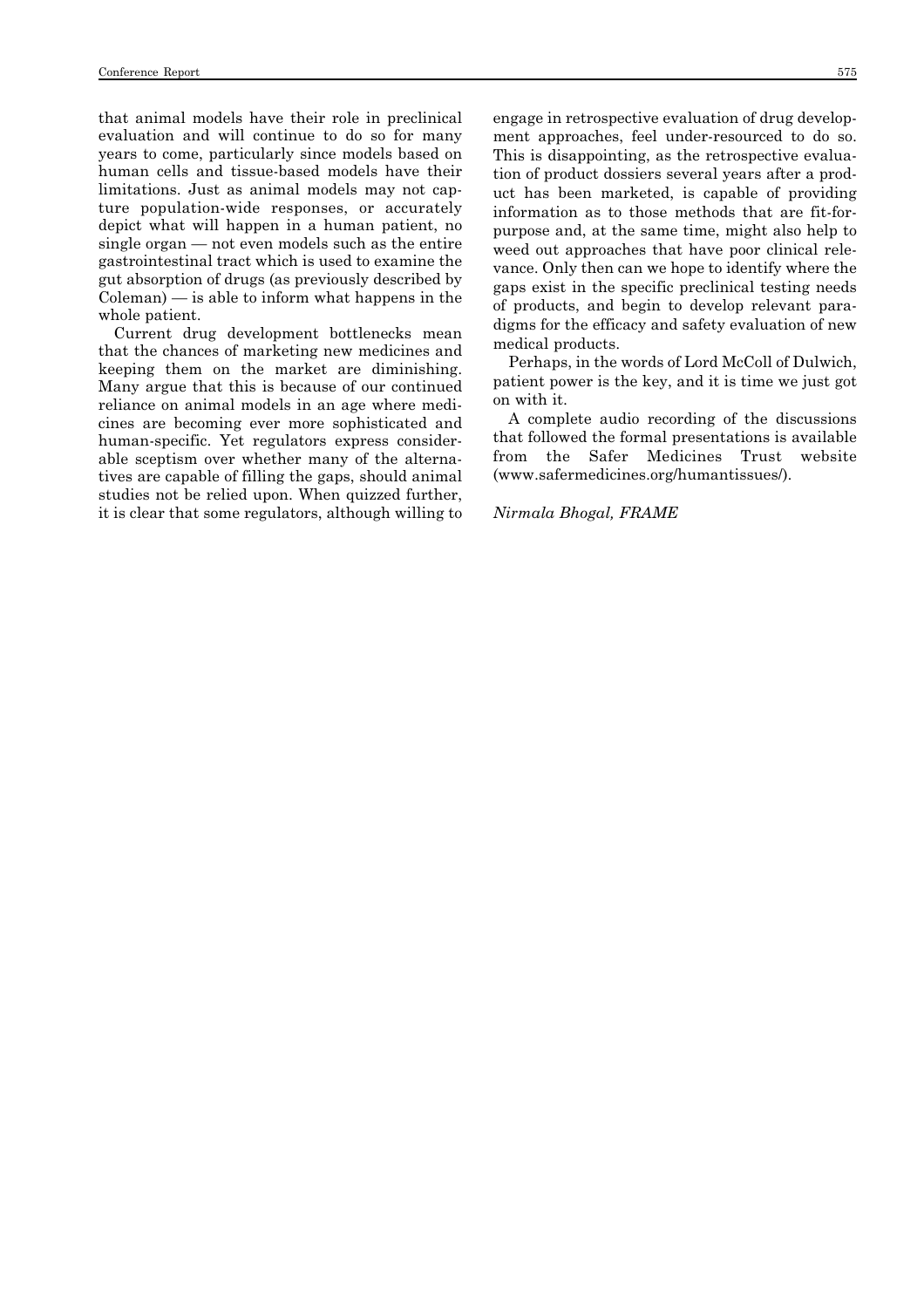that animal models have their role in preclinical evaluation and will continue to do so for many years to come, particularly since models based on human cells and tissue-based models have their limitations. Just as animal models may not capture population-wide responses, or accurately depict what will happen in a human patient, no single organ — not even models such as the entire gastrointestinal tract which is used to examine the gut absorption of drugs (as previously described by Coleman) — is able to inform what happens in the whole patient.

Current drug development bottlenecks mean that the chances of marketing new medicines and keeping them on the market are diminishing. Many argue that this is because of our continued reliance on animal models in an age where medicines are becoming ever more sophisticated and human-specific. Yet regulators express considerable sceptism over whether many of the alternatives are capable of filling the gaps, should animal studies not be relied upon. When quizzed further, it is clear that some regulators, although willing to engage in retrospective evaluation of drug development approaches, feel under-resourced to do so. This is disappointing, as the retrospective evaluation of product dossiers several years after a product has been marketed, is capable of providing information as to those methods that are fit-for-purpose and, at the same time, might also help to weed out approaches that have poor clinical relevance. Only then can we hope to identify where the gaps exist in the specific preclinical testing needs of products, and begin to develop relevant paradigms for the efficacy and safety evaluation of new medical products.

Perhaps, in the words of Lord McColl of Dulwich, patient power is the key, and it is time we just got on with it.

A complete audio recording of the discussions that followed the formal presentations is available from the Safer Medicines Trust website (www.safermedicines.org/humantissues/).

*Nirmala Bhogal, FRAME*